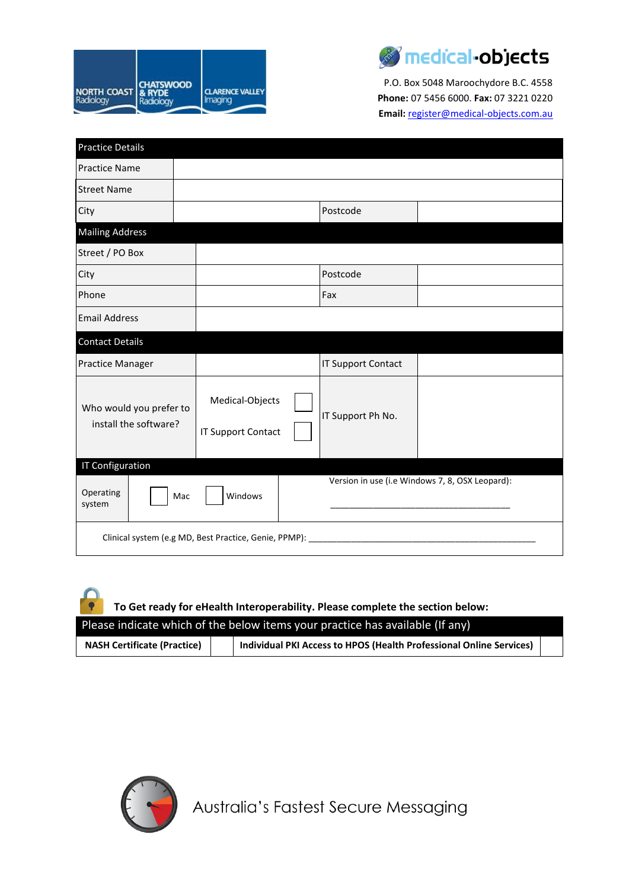NORTH COAST Radiology | CHATSWOOD & RYDE Radiology | CLARENCE VALLEY Imaging

medical-objects

P.O. Box 5048 Maroochydore B.C. 4558
**Phone:** 07 5456 6000. **Fax:** 07 3221 0220
**Email:** register@medical-objects.com.au

| Practice Details | | | |
|---|---|---|---|
| Practice Name | | | |
| Street Name | | | |
| City | | Postcode | |
| **Mailing Address** | | | |
| Street / PO Box | | | |
| City | | Postcode | |
| Phone | | Fax | |
| Email Address | | | |
| **Contact Details** | | | |
| Practice Manager | | IT Support Contact | |
| Who would you prefer to install the software? | Medical-Objects ☐ IT Support Contact ☐ | IT Support Ph No. | |

| IT Configuration | | |
|---|---|---|
| Operating system | ☐ Mac ☐ Windows | Version in use (i.e Windows 7, 8, OSX Leopard): ___________________________ |
| Clinical system (e.g MD, Best Practice, Genie, PPMP): ___________________________ | | |

**To Get ready for eHealth Interoperability. Please complete the section below:**

| Please indicate which of the below items your practice has available (If any) | | | |
|---|---|---|---|
| **NASH Certificate (Practice)** | | **Individual PKI Access to HPOS (Health Professional Online Services)** | |

Australia's Fastest Secure Messaging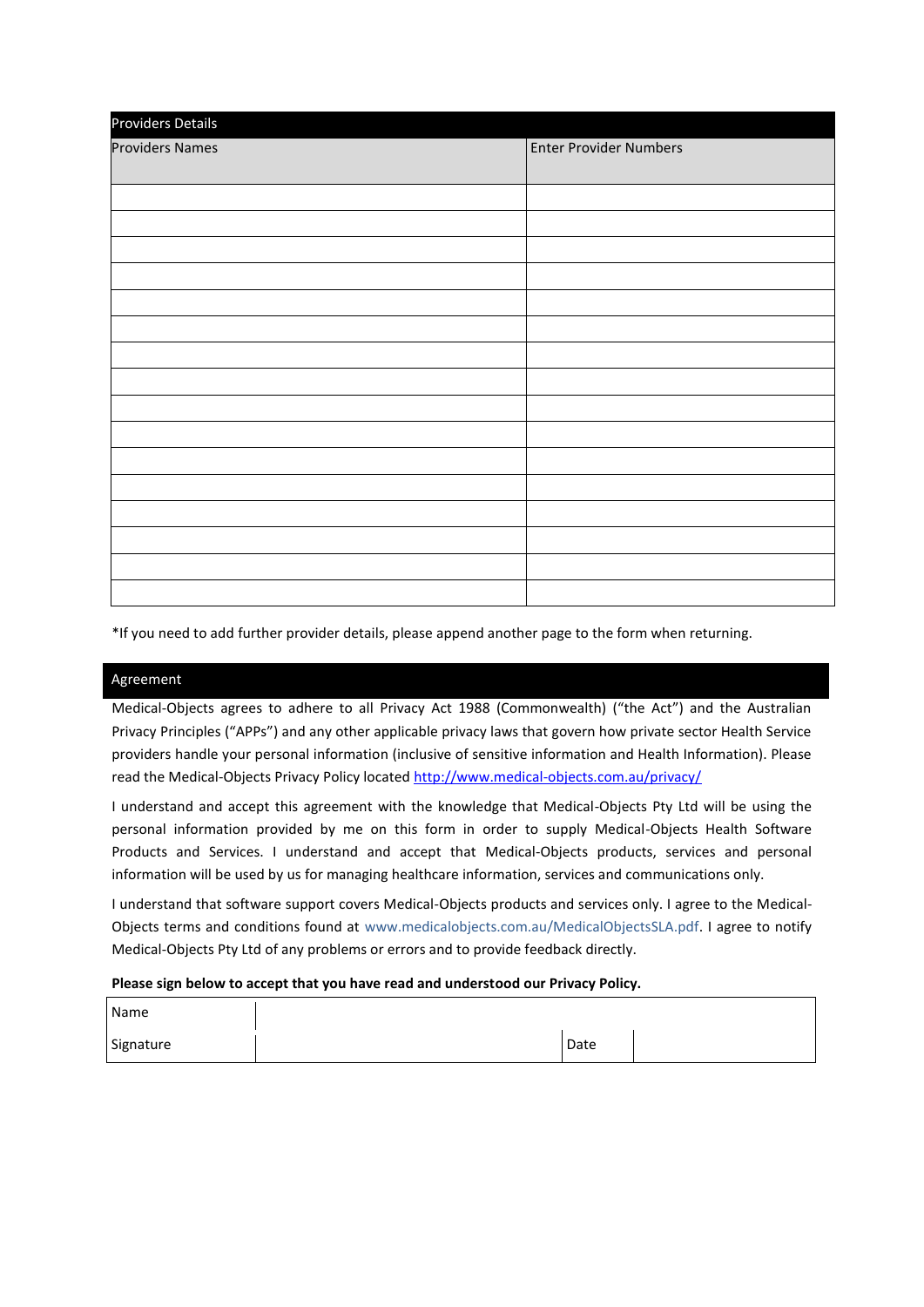## Providers Details

| Providers Names | Enter Provider Numbers |
|---|---|
| | |
| | |
| | |
| | |
| | |
| | |
| | |
| | |
| | |
| | |
| | |
| | |
| | |
| | |
| | |
| | |

*If you need to add further provider details, please append another page to the form when returning.

## Agreement

Medical-Objects agrees to adhere to all Privacy Act 1988 (Commonwealth) ("the Act") and the Australian Privacy Principles ("APPs") and any other applicable privacy laws that govern how private sector Health Service providers handle your personal information (inclusive of sensitive information and Health Information). Please read the Medical-Objects Privacy Policy located http://www.medical-objects.com.au/privacy/

I understand and accept this agreement with the knowledge that Medical-Objects Pty Ltd will be using the personal information provided by me on this form in order to supply Medical-Objects Health Software Products and Services. I understand and accept that Medical-Objects products, services and personal information will be used by us for managing healthcare information, services and communications only.

I understand that software support covers Medical-Objects products and services only. I agree to the Medical-Objects terms and conditions found at www.medicalobjects.com.au/MedicalObjectsSLA.pdf. I agree to notify Medical-Objects Pty Ltd of any problems or errors and to provide feedback directly.

**Please sign below to accept that you have read and understood our Privacy Policy.**

| | | | |
|---|---|---|---|
| Name | | | |
| Signature | | Date | |